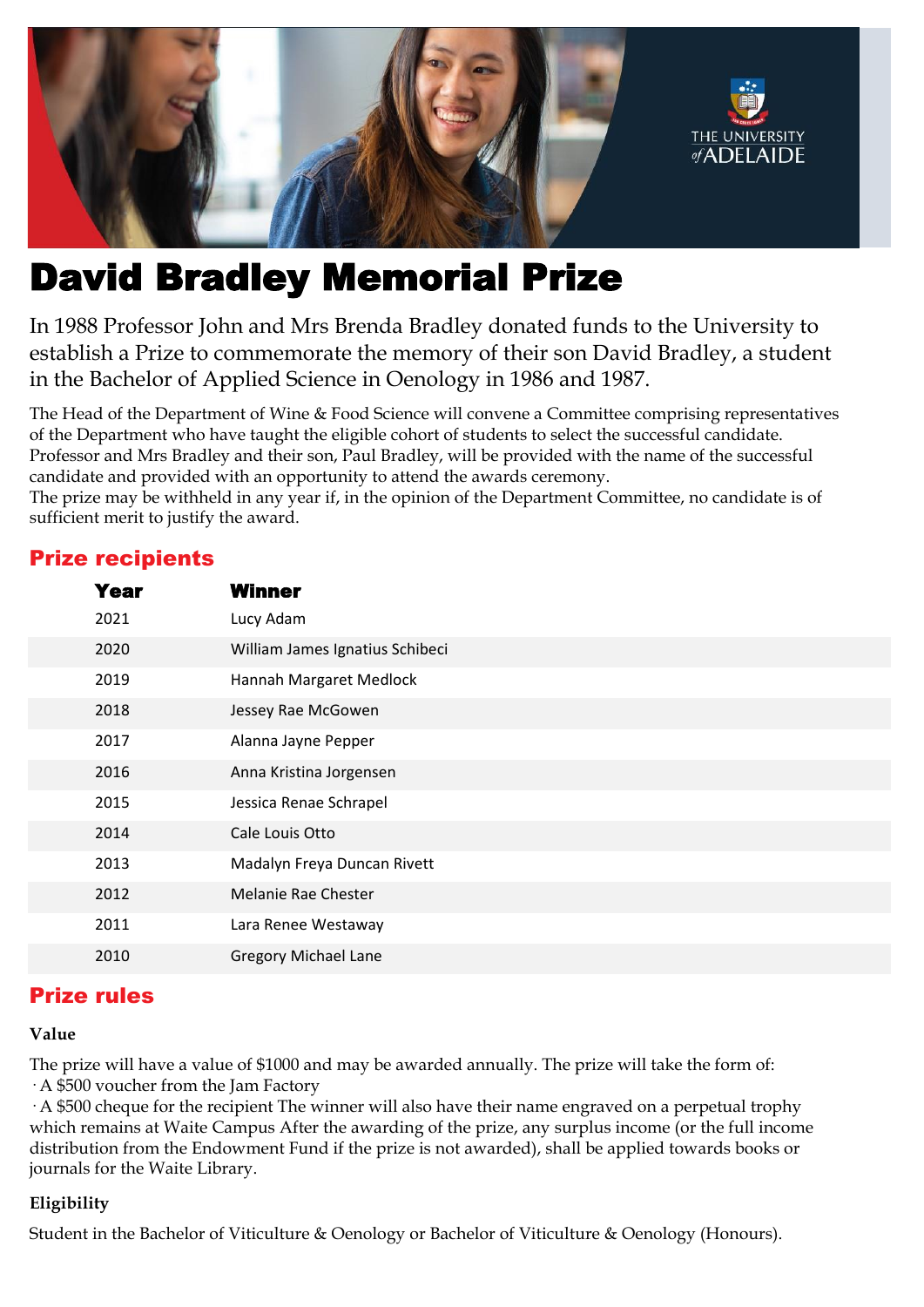# David Bradley Memorial Prize

In 1988 Professor John and Mrs Brenda Bradley donated funds to the University to establish a Prize to commemorate the memory of their son David Bradley, a student in the Bachelor of Applied Science in Oenology in 1986 and 1987.

The Head of the Department of Wine & Food Science will convene a Committee comprising representatives of the Department who have taught the eligible cohort of students to select the successful candidate. Professor and Mrs Bradley and their son, Paul Bradley, will be provided with the name of the successful candidate and provided with an opportunity to attend the awards ceremony.
The prize may be withheld in any year if, in the opinion of the Department Committee, no candidate is of sufficient merit to justify the award.

## Prize recipients

| Year | Winner |
|---|---|
| 2021 | Lucy Adam |
| 2020 | William James Ignatius Schibeci |
| 2019 | Hannah Margaret Medlock |
| 2018 | Jessey Rae McGowen |
| 2017 | Alanna Jayne Pepper |
| 2016 | Anna Kristina Jorgensen |
| 2015 | Jessica Renae Schrapel |
| 2014 | Cale Louis Otto |
| 2013 | Madalyn Freya Duncan Rivett |
| 2012 | Melanie Rae Chester |
| 2011 | Lara Renee Westaway |
| 2010 | Gregory Michael Lane |

## Prize rules

### Value

The prize will have a value of $1000 and may be awarded annually. The prize will take the form of:
· A $500 voucher from the Jam Factory
· A $500 cheque for the recipient The winner will also have their name engraved on a perpetual trophy which remains at Waite Campus After the awarding of the prize, any surplus income (or the full income distribution from the Endowment Fund if the prize is not awarded), shall be applied towards books or journals for the Waite Library.

### Eligibility

Student in the Bachelor of Viticulture & Oenology or Bachelor of Viticulture & Oenology (Honours).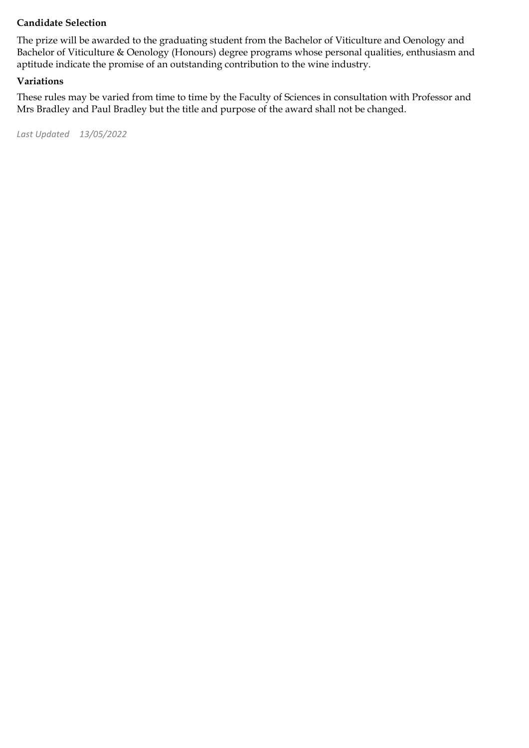**Candidate Selection**

The prize will be awarded to the graduating student from the Bachelor of Viticulture and Oenology and Bachelor of Viticulture & Oenology (Honours) degree programs whose personal qualities, enthusiasm and aptitude indicate the promise of an outstanding contribution to the wine industry.

**Variations**

These rules may be varied from time to time by the Faculty of Sciences in consultation with Professor and Mrs Bradley and Paul Bradley but the title and purpose of the award shall not be changed.

*Last Updated 13/05/2022*